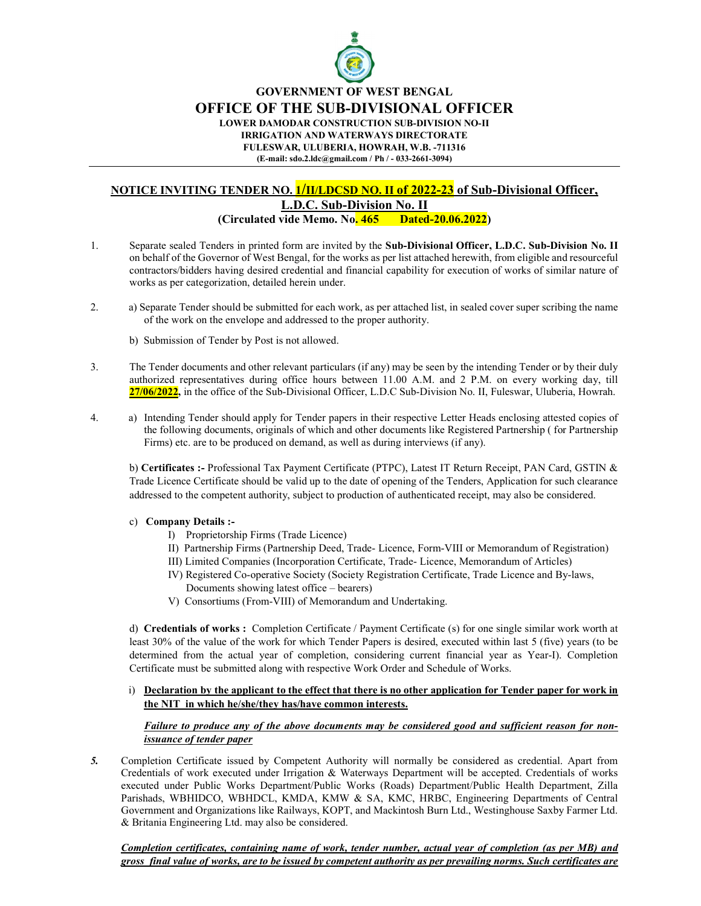**GOVERNMENT OF WEST BENGAL**

# OFFICE OF THE SUB-DIVISIONAL OFFICER

**LOWER DAMODAR CONSTRUCTION SUB-DIVISION NO-II**
**IRRIGATION AND WATERWAYS DIRECTORATE**
**FULESWAR, ULUBERIA, HOWRAH, W.B. -711316**
**(E-mail: sdo.2.ldc@gmail.com / Ph / - 033-2661-3094)**

---

## NOTICE INVITING TENDER NO. 1/II/LDCSD NO. II of 2022-23 of Sub-Divisional Officer, L.D.C. Sub-Division No. II

**(Circulated vide Memo. No. 465 Dated-20.06.2022)**

1. Separate sealed Tenders in printed form are invited by the **Sub-Divisional Officer, L.D.C. Sub-Division No. II** on behalf of the Governor of West Bengal, for the works as per list attached herewith, from eligible and resourceful contractors/bidders having desired credential and financial capability for execution of works of similar nature of works as per categorization, detailed herein under.

2. a) Separate Tender should be submitted for each work, as per attached list, in sealed cover super scribing the name of the work on the envelope and addressed to the proper authority.

   b) Submission of Tender by Post is not allowed.

3. The Tender documents and other relevant particulars (if any) may be seen by the intending Tender or by their duly authorized representatives during office hours between 11.00 A.M. and 2 P.M. on every working day, till **27/06/2022,** in the office of the Sub-Divisional Officer, L.D.C Sub-Division No. II, Fuleswar, Uluberia, Howrah.

4. a) Intending Tender should apply for Tender papers in their respective Letter Heads enclosing attested copies of the following documents, originals of which and other documents like Registered Partnership ( for Partnership Firms) etc. are to be produced on demand, as well as during interviews (if any).

   b) **Certificates :-** Professional Tax Payment Certificate (PTPC), Latest IT Return Receipt, PAN Card, GSTIN & Trade Licence Certificate should be valid up to the date of opening of the Tenders, Application for such clearance addressed to the competent authority, subject to production of authenticated receipt, may also be considered.

   c) **Company Details :-**
      - I) Proprietorship Firms (Trade Licence)
      - II) Partnership Firms (Partnership Deed, Trade- Licence, Form-VIII or Memorandum of Registration)
      - III) Limited Companies (Incorporation Certificate, Trade- Licence, Memorandum of Articles)
      - IV) Registered Co-operative Society (Society Registration Certificate, Trade Licence and By-laws, Documents showing latest office – bearers)
      - V) Consortiums (From-VIII) of Memorandum and Undertaking.

   d) **Credentials of works :** Completion Certificate / Payment Certificate (s) for one single similar work worth at least 30% of the value of the work for which Tender Papers is desired, executed within last 5 (five) years (to be determined from the actual year of completion, considering current financial year as Year-I). Completion Certificate must be submitted along with respective Work Order and Schedule of Works.

   i) **Declaration by the applicant to the effect that there is no other application for Tender paper for work in the NIT in which he/she/they has/have common interests.**

   ***Failure to produce any of the above documents may be considered good and sufficient reason for non-issuance of tender paper***

5. Completion Certificate issued by Competent Authority will normally be considered as credential. Apart from Credentials of work executed under Irrigation & Waterways Department will be accepted. Credentials of works executed under Public Works Department/Public Works (Roads) Department/Public Health Department, Zilla Parishads, WBHIDCO, WBHDCL, KMDA, KMW & SA, KMC, HRBC, Engineering Departments of Central Government and Organizations like Railways, KOPT, and Mackintosh Burn Ltd., Westinghouse Saxby Farmer Ltd. & Britania Engineering Ltd. may also be considered.

   ***Completion certificates, containing name of work, tender number, actual year of completion (as per MB) and gross final value of works, are to be issued by competent authority as per prevailing norms. Such certificates are***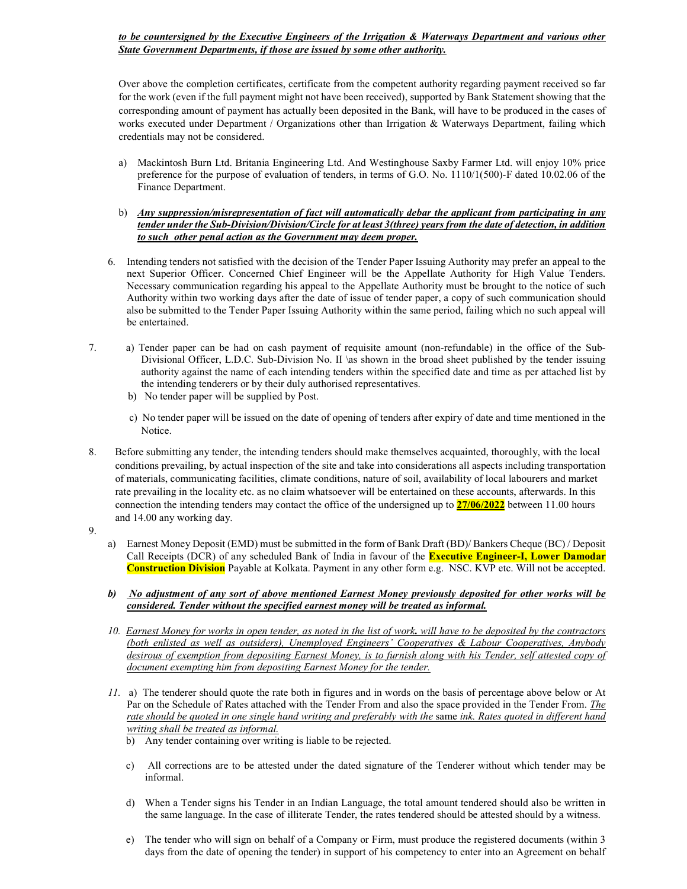***to be countersigned by the Executive Engineers of the Irrigation & Waterways Department and various other State Government Departments, if those are issued by some other authority.***

Over above the completion certificates, certificate from the competent authority regarding payment received so far for the work (even if the full payment might not have been received), supported by Bank Statement showing that the corresponding amount of payment has actually been deposited in the Bank, will have to be produced in the cases of works executed under Department / Organizations other than Irrigation & Waterways Department, failing which credentials may not be considered.

a) Mackintosh Burn Ltd. Britania Engineering Ltd. And Westinghouse Saxby Farmer Ltd. will enjoy 10% price preference for the purpose of evaluation of tenders, in terms of G.O. No. 1110/1(500)-F dated 10.02.06 of the Finance Department.

b) ***Any suppression/misrepresentation of fact will automatically debar the applicant from participating in any tender under the Sub-Division/Division/Circle for at least 3(three) years from the date of detection, in addition to such other penal action as the Government may deem proper.***

6. Intending tenders not satisfied with the decision of the Tender Paper Issuing Authority may prefer an appeal to the next Superior Officer. Concerned Chief Engineer will be the Appellate Authority for High Value Tenders. Necessary communication regarding his appeal to the Appellate Authority must be brought to the notice of such Authority within two working days after the date of issue of tender paper, a copy of such communication should also be submitted to the Tender Paper Issuing Authority within the same period, failing which no such appeal will be entertained.

7. a) Tender paper can be had on cash payment of requisite amount (non-refundable) in the office of the Sub-Divisional Officer, L.D.C. Sub-Division No. II \as shown in the broad sheet published by the tender issuing authority against the name of each intending tenders within the specified date and time as per attached list by the intending tenderers or by their duly authorised representatives.

   b) No tender paper will be supplied by Post.

   c) No tender paper will be issued on the date of opening of tenders after expiry of date and time mentioned in the Notice.

8. Before submitting any tender, the intending tenders should make themselves acquainted, thoroughly, with the local conditions prevailing, by actual inspection of the site and take into considerations all aspects including transportation of materials, communicating facilities, climate conditions, nature of soil, availability of local labourers and market rate prevailing in the locality etc. as no claim whatsoever will be entertained on these accounts, afterwards. In this connection the intending tenders may contact the office of the undersigned up to **27/06/2022** between 11.00 hours and 14.00 any working day.

9.

   a) Earnest Money Deposit (EMD) must be submitted in the form of Bank Draft (BD)/ Bankers Cheque (BC) / Deposit Call Receipts (DCR) of any scheduled Bank of India in favour of the **Executive Engineer-I, Lower Damodar Construction Division** Payable at Kolkata. Payment in any other form e.g. NSC. KVP etc. Will not be accepted.

   b) ***No adjustment of any sort of above mentioned Earnest Money previously deposited for other works will be considered. Tender without the specified earnest money will be treated as informal.***

10. *Earnest Money for works in open tender, as noted in the list of work. will have to be deposited by the contractors (both enlisted as well as outsiders), Unemployed Engineers' Cooperatives & Labour Cooperatives, Anybody desirous of exemption from depositing Earnest Money, is to furnish along with his Tender, self attested copy of document exempting him from depositing Earnest Money for the tender.*

11. a) The tenderer should quote the rate both in figures and in words on the basis of percentage above below or At Par on the Schedule of Rates attached with the Tender From and also the space provided in the Tender From. *The rate should be quoted in one single hand writing and preferably with the same ink. Rates quoted in different hand writing shall be treated as informal.*

   b) Any tender containing over writing is liable to be rejected.

   c) All corrections are to be attested under the dated signature of the Tenderer without which tender may be informal.

   d) When a Tender signs his Tender in an Indian Language, the total amount tendered should also be written in the same language. In the case of illiterate Tender, the rates tendered should be attested should by a witness.

   e) The tender who will sign on behalf of a Company or Firm, must produce the registered documents (within 3 days from the date of opening the tender) in support of his competency to enter into an Agreement on behalf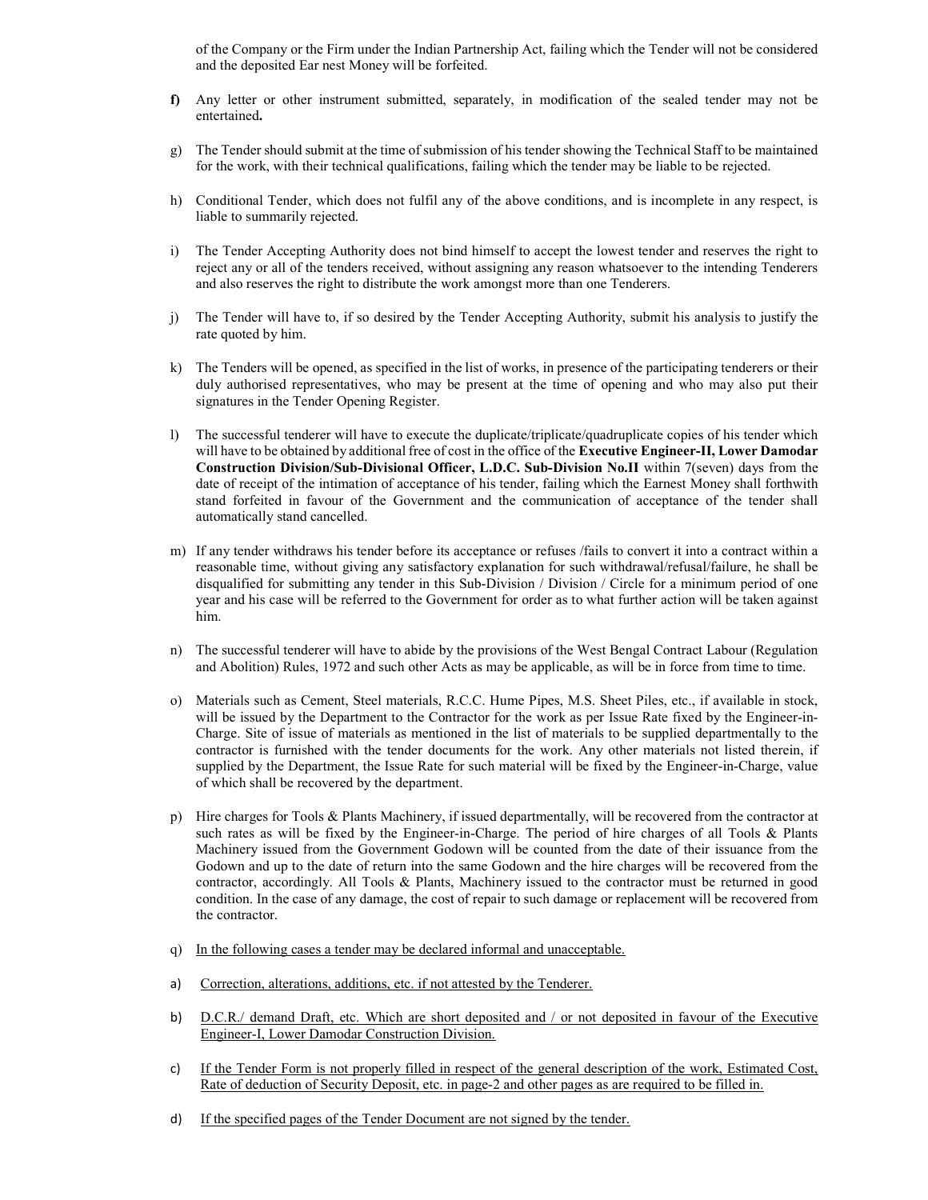of the Company or the Firm under the Indian Partnership Act, failing which the Tender will not be considered and the deposited Ear nest Money will be forfeited.

**f)** Any letter or other instrument submitted, separately, in modification of the sealed tender may not be entertained**.**

g) The Tender should submit at the time of submission of his tender showing the Technical Staff to be maintained for the work, with their technical qualifications, failing which the tender may be liable to be rejected.

h) Conditional Tender, which does not fulfil any of the above conditions, and is incomplete in any respect, is liable to summarily rejected.

i) The Tender Accepting Authority does not bind himself to accept the lowest tender and reserves the right to reject any or all of the tenders received, without assigning any reason whatsoever to the intending Tenderers and also reserves the right to distribute the work amongst more than one Tenderers.

j) The Tender will have to, if so desired by the Tender Accepting Authority, submit his analysis to justify the rate quoted by him.

k) The Tenders will be opened, as specified in the list of works, in presence of the participating tenderers or their duly authorised representatives, who may be present at the time of opening and who may also put their signatures in the Tender Opening Register.

l) The successful tenderer will have to execute the duplicate/triplicate/quadruplicate copies of his tender which will have to be obtained by additional free of cost in the office of the **Executive Engineer-II, Lower Damodar Construction Division/Sub-Divisional Officer, L.D.C. Sub-Division No.II** within 7(seven) days from the date of receipt of the intimation of acceptance of his tender, failing which the Earnest Money shall forthwith stand forfeited in favour of the Government and the communication of acceptance of the tender shall automatically stand cancelled.

m) If any tender withdraws his tender before its acceptance or refuses /fails to convert it into a contract within a reasonable time, without giving any satisfactory explanation for such withdrawal/refusal/failure, he shall be disqualified for submitting any tender in this Sub-Division / Division / Circle for a minimum period of one year and his case will be referred to the Government for order as to what further action will be taken against him.

n) The successful tenderer will have to abide by the provisions of the West Bengal Contract Labour (Regulation and Abolition) Rules, 1972 and such other Acts as may be applicable, as will be in force from time to time.

o) Materials such as Cement, Steel materials, R.C.C. Hume Pipes, M.S. Sheet Piles, etc., if available in stock, will be issued by the Department to the Contractor for the work as per Issue Rate fixed by the Engineer-in-Charge. Site of issue of materials as mentioned in the list of materials to be supplied departmentally to the contractor is furnished with the tender documents for the work. Any other materials not listed therein, if supplied by the Department, the Issue Rate for such material will be fixed by the Engineer-in-Charge, value of which shall be recovered by the department.

p) Hire charges for Tools & Plants Machinery, if issued departmentally, will be recovered from the contractor at such rates as will be fixed by the Engineer-in-Charge. The period of hire charges of all Tools & Plants Machinery issued from the Government Godown will be counted from the date of their issuance from the Godown and up to the date of return into the same Godown and the hire charges will be recovered from the contractor, accordingly. All Tools & Plants, Machinery issued to the contractor must be returned in good condition. In the case of any damage, the cost of repair to such damage or replacement will be recovered from the contractor.

q) In the following cases a tender may be declared informal and unacceptable.

a) Correction, alterations, additions, etc. if not attested by the Tenderer.

b) D.C.R./ demand Draft, etc. Which are short deposited and / or not deposited in favour of the Executive Engineer-I, Lower Damodar Construction Division.

c) If the Tender Form is not properly filled in respect of the general description of the work, Estimated Cost, Rate of deduction of Security Deposit, etc. in page-2 and other pages as are required to be filled in.

d) If the specified pages of the Tender Document are not signed by the tender.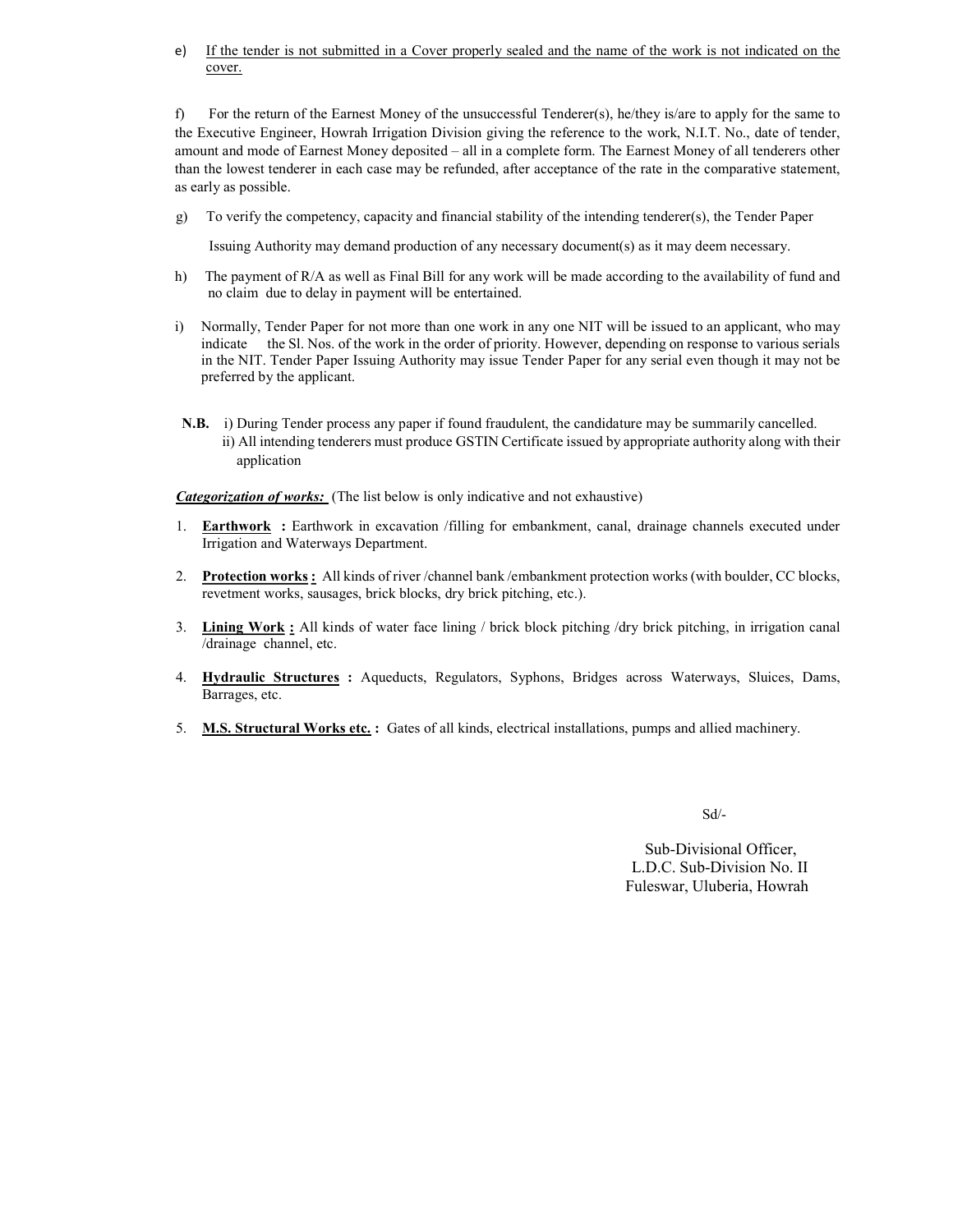e) <u>If the tender is not submitted in a Cover properly sealed and the name of the work is not indicated on the cover.</u>

f) For the return of the Earnest Money of the unsuccessful Tenderer(s), he/they is/are to apply for the same to the Executive Engineer, Howrah Irrigation Division giving the reference to the work, N.I.T. No., date of tender, amount and mode of Earnest Money deposited – all in a complete form. The Earnest Money of all tenderers other than the lowest tenderer in each case may be refunded, after acceptance of the rate in the comparative statement, as early as possible.

g) To verify the competency, capacity and financial stability of the intending tenderer(s), the Tender Paper

Issuing Authority may demand production of any necessary document(s) as it may deem necessary.

h) The payment of R/A as well as Final Bill for any work will be made according to the availability of fund and no claim due to delay in payment will be entertained.

i) Normally, Tender Paper for not more than one work in any one NIT will be issued to an applicant, who may indicate the Sl. Nos. of the work in the order of priority. However, depending on response to various serials in the NIT. Tender Paper Issuing Authority may issue Tender Paper for any serial even though it may not be preferred by the applicant.

**N.B.** i) During Tender process any paper if found fraudulent, the candidature may be summarily cancelled.
ii) All intending tenderers must produce GSTIN Certificate issued by appropriate authority along with their application

***<u>Categorization of works:</u>*** (The list below is only indicative and not exhaustive)

1. **<u>Earthwork</u> :** Earthwork in excavation /filling for embankment, canal, drainage channels executed under Irrigation and Waterways Department.
2. **<u>Protection works</u> :** All kinds of river /channel bank /embankment protection works (with boulder, CC blocks, revetment works, sausages, brick blocks, dry brick pitching, etc.).
3. **<u>Lining Work</u> :** All kinds of water face lining / brick block pitching /dry brick pitching, in irrigation canal /drainage channel, etc.
4. **<u>Hydraulic Structures</u> :** Aqueducts, Regulators, Syphons, Bridges across Waterways, Sluices, Dams, Barrages, etc.
5. **<u>M.S. Structural Works etc.</u> :** Gates of all kinds, electrical installations, pumps and allied machinery.

Sd/-

Sub-Divisional Officer,
L.D.C. Sub-Division No. II
Fuleswar, Uluberia, Howrah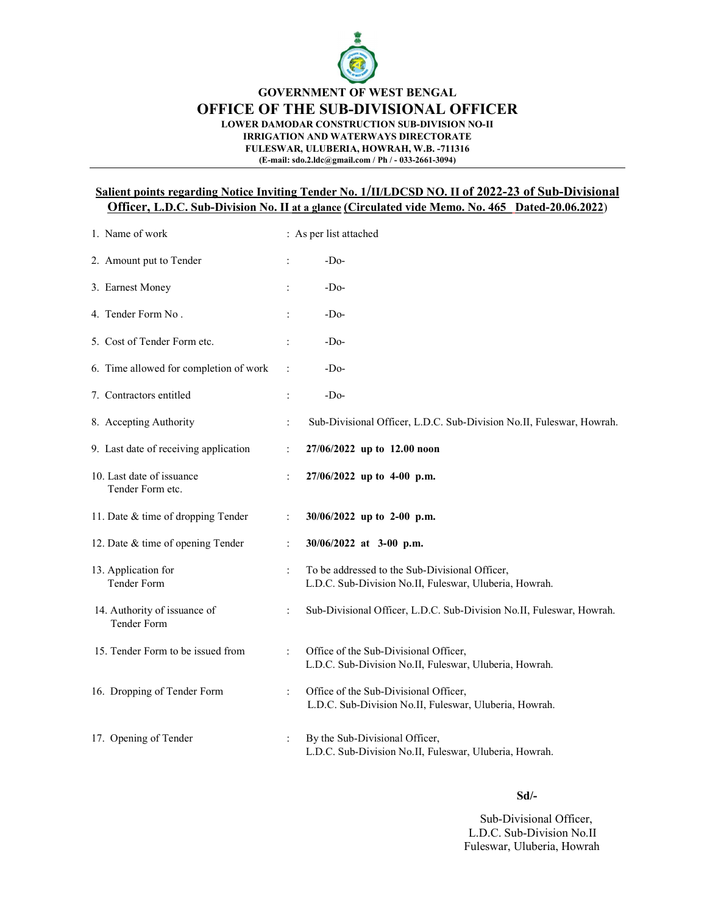**GOVERNMENT OF WEST BENGAL**

# OFFICE OF THE SUB-DIVISIONAL OFFICER

**LOWER DAMODAR CONSTRUCTION SUB-DIVISION NO-II**
**IRRIGATION AND WATERWAYS DIRECTORATE**
**FULESWAR, ULUBERIA, HOWRAH, W.B. -711316**
**(E-mail: sdo.2.ldc@gmail.com / Ph / - 033-2661-3094)**

---

## Salient points regarding Notice Inviting Tender No. 1/II/LDCSD NO. II of 2022-23 of Sub-Divisional Officer, L.D.C. Sub-Division No. II at a glance (Circulated vide Memo. No. 465 Dated-20.06.2022)

| | | |
|---|---|---|
| 1. Name of work | : | As per list attached |
| 2. Amount put to Tender | : | -Do- |
| 3. Earnest Money | : | -Do- |
| 4. Tender Form No . | : | -Do- |
| 5. Cost of Tender Form etc. | : | -Do- |
| 6. Time allowed for completion of work | : | -Do- |
| 7. Contractors entitled | : | -Do- |
| 8. Accepting Authority | : | Sub-Divisional Officer, L.D.C. Sub-Division No.II, Fuleswar, Howrah. |
| 9. Last date of receiving application | : | **27/06/2022 up to 12.00 noon** |
| 10. Last date of issuance Tender Form etc. | : | **27/06/2022 up to 4-00 p.m.** |
| 11. Date & time of dropping Tender | : | **30/06/2022 up to 2-00 p.m.** |
| 12. Date & time of opening Tender | : | **30/06/2022 at 3-00 p.m.** |
| 13. Application for Tender Form | : | To be addressed to the Sub-Divisional Officer, L.D.C. Sub-Division No.II, Fuleswar, Uluberia, Howrah. |
| 14. Authority of issuance of Tender Form | : | Sub-Divisional Officer, L.D.C. Sub-Division No.II, Fuleswar, Howrah. |
| 15. Tender Form to be issued from | : | Office of the Sub-Divisional Officer, L.D.C. Sub-Division No.II, Fuleswar, Uluberia, Howrah. |
| 16. Dropping of Tender Form | : | Office of the Sub-Divisional Officer, L.D.C. Sub-Division No.II, Fuleswar, Uluberia, Howrah. |
| 17. Opening of Tender | : | By the Sub-Divisional Officer, L.D.C. Sub-Division No.II, Fuleswar, Uluberia, Howrah. |

**Sd/-**

Sub-Divisional Officer,
L.D.C. Sub-Division No.II
Fuleswar, Uluberia, Howrah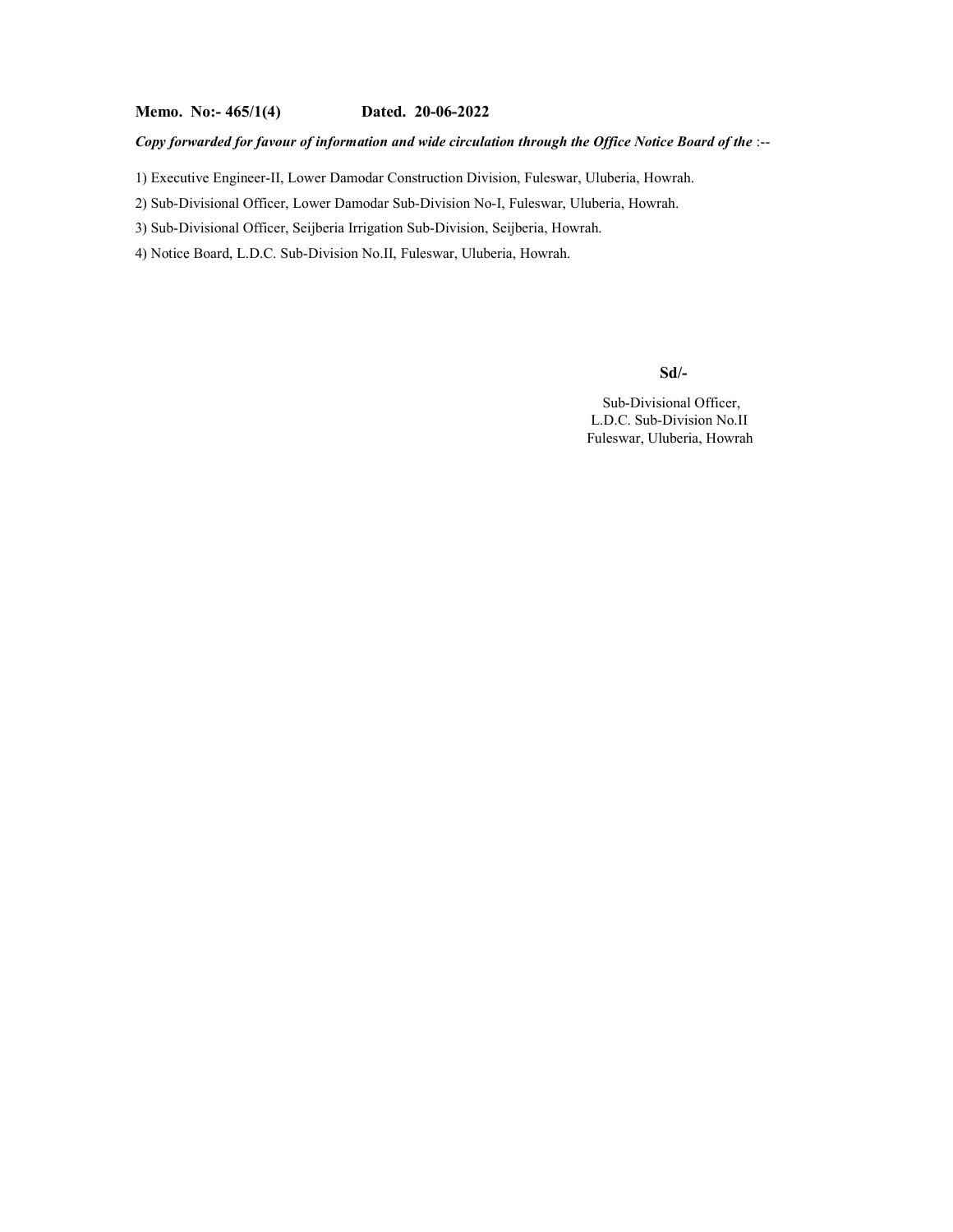**Memo. No:- 465/1(4)** **Dated. 20-06-2022**

***Copy forwarded for favour of information and wide circulation through the Office Notice Board of the*** :--

1) Executive Engineer-II, Lower Damodar Construction Division, Fuleswar, Uluberia, Howrah.

2) Sub-Divisional Officer, Lower Damodar Sub-Division No-I, Fuleswar, Uluberia, Howrah.

3) Sub-Divisional Officer, Seijberia Irrigation Sub-Division, Seijberia, Howrah.

4) Notice Board, L.D.C. Sub-Division No.II, Fuleswar, Uluberia, Howrah.

**Sd/-**

Sub-Divisional Officer,
L.D.C. Sub-Division No.II
Fuleswar, Uluberia, Howrah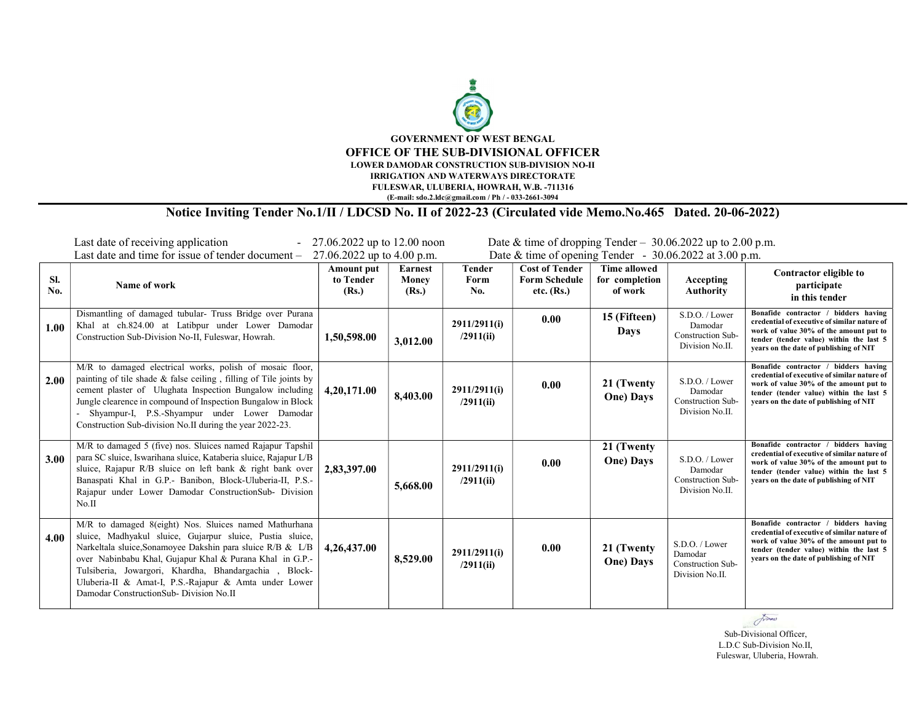**GOVERNMENT OF WEST BENGAL**

**OFFICE OF THE SUB-DIVISIONAL OFFICER**

**LOWER DAMODAR CONSTRUCTION SUB-DIVISION NO-II**

**IRRIGATION AND WATERWAYS DIRECTORATE**

**FULESWAR, ULUBERIA, HOWRAH, W.B. -711316**

**(E-mail: sdo.2.ldc@gmail.com / Ph / - 033-2661-3094**

## Notice Inviting Tender No.1/II / LDCSD No. II of 2022-23 (Circulated vide Memo.No.465 Dated. 20-06-2022)

Last date of receiving application - 27.06.2022 up to 12.00 noon

Last date and time for issue of tender document – 27.06.2022 up to 4.00 p.m.

Date & time of dropping Tender – 30.06.2022 up to 2.00 p.m.

Date & time of opening Tender - 30.06.2022 at 3.00 p.m.

| Sl. No. | Name of work | Amount put to Tender (Rs.) | Earnest Money (Rs.) | Tender Form No. | Cost of Tender Form Schedule etc. (Rs.) | Time allowed for completion of work | Accepting Authority | Contractor eligible to participate in this tender |
|---|---|---|---|---|---|---|---|---|
| 1.00 | Dismantling of damaged tubular- Truss Bridge over Purana Khal at ch.824.00 at Latibpur under Lower Damodar Construction Sub-Division No-II, Fuleswar, Howrah. | 1,50,598.00 | 3,012.00 | 2911/2911(i) /2911(ii) | 0.00 | 15 (Fifteen) Days | S.D.O. / Lower Damodar Construction Sub-Division No.II. | Bonafide contractor / bidders having credential of executive of similar nature of work of value 30% of the amount put to tender (tender value) within the last 5 years on the date of publishing of NIT |
| 2.00 | M/R to damaged electrical works, polish of mosaic floor, painting of tile shade & false ceiling , filling of Tile joints by cement plaster of Ulughata Inspection Bungalow including Jungle clearence in compound of Inspection Bungalow in Block - Shyampur-I, P.S.-Shyampur under Lower Damodar Construction Sub-division No.II during the year 2022-23. | 4,20,171.00 | 8,403.00 | 2911/2911(i) /2911(ii) | 0.00 | 21 (Twenty One) Days | S.D.O. / Lower Damodar Construction Sub-Division No.II. | Bonafide contractor / bidders having credential of executive of similar nature of work of value 30% of the amount put to tender (tender value) within the last 5 years on the date of publishing of NIT |
| 3.00 | M/R to damaged 5 (five) nos. Sluices named Rajapur Tapshil para SC sluice, Iswarihana sluice, Kataberia sluice, Rajapur L/B sluice, Rajapur R/B sluice on left bank & right bank over Banaspati Khal in G.P.- Banibon, Block-Uluberia-II, P.S.-Rajapur under Lower Damodar ConstructionSub- Division No.II | 2,83,397.00 | 5,668.00 | 2911/2911(i) /2911(ii) | 0.00 | 21 (Twenty One) Days | S.D.O. / Lower Damodar Construction Sub-Division No.II. | Bonafide contractor / bidders having credential of executive of similar nature of work of value 30% of the amount put to tender (tender value) within the last 5 years on the date of publishing of NIT |
| 4.00 | M/R to damaged 8(eight) Nos. Sluices named Mathurhana sluice, Madhyakul sluice, Gujarpur sluice, Pustia sluice, Narkeltala sluice,Sonamoyee Dakshin para sluice R/B & L/B over Nabinbabu Khal, Gujapur Khal & Purana Khal in G.P.- Tulsiberia, Jowargori, Khardha, Bhandargachia , Block-Uluberia-II & Amat-I, P.S.-Rajapur & Amta under Lower Damodar ConstructionSub- Division No.II | 4,26,437.00 | 8,529.00 | 2911/2911(i) /2911(ii) | 0.00 | 21 (Twenty One) Days | S.D.O. / Lower Damodar Construction Sub-Division No.II. | Bonafide contractor / bidders having credential of executive of similar nature of work of value 30% of the amount put to tender (tender value) within the last 5 years on the date of publishing of NIT |

Sub-Divisional Officer,
L.D.C Sub-Division No.II,
Fuleswar, Uluberia, Howrah.